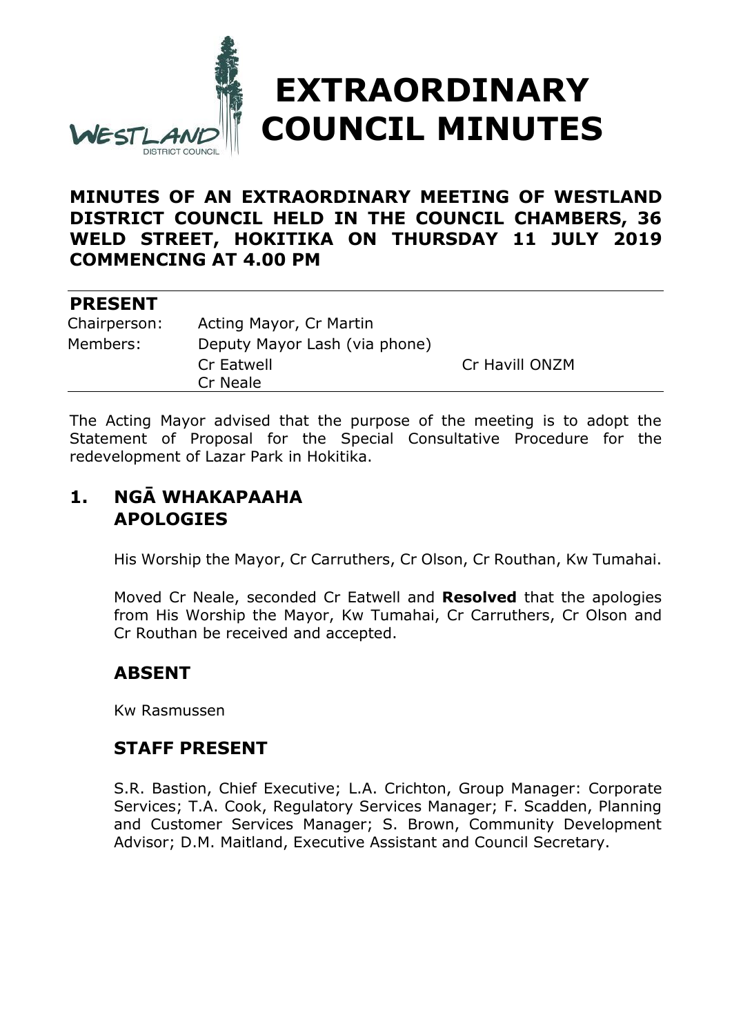# EXTRAORDINARY COUNCIL MINUTES

**MINUTES OF AN EXTRAORDINARY MEETING OF WESTLAND DISTRICT COUNCIL HELD IN THE COUNCIL CHAMBERS, 36 WELD STREET, HOKITIKA ON THURSDAY 11 JULY 2019 COMMENCING AT 4.00 PM**

## PRESENT

| | | |
|---|---|---|
| Chairperson: | Acting Mayor, Cr Martin | |
| Members: | Deputy Mayor Lash (via phone) | |
| | Cr Eatwell | Cr Havill ONZM |
| | Cr Neale | |

The Acting Mayor advised that the purpose of the meeting is to adopt the Statement of Proposal for the Special Consultative Procedure for the redevelopment of Lazar Park in Hokitika.

## 1. NGĀ WHAKAPAAHA APOLOGIES

His Worship the Mayor, Cr Carruthers, Cr Olson, Cr Routhan, Kw Tumahai.

Moved Cr Neale, seconded Cr Eatwell and **Resolved** that the apologies from His Worship the Mayor, Kw Tumahai, Cr Carruthers, Cr Olson and Cr Routhan be received and accepted.

### ABSENT

Kw Rasmussen

### STAFF PRESENT

S.R. Bastion, Chief Executive; L.A. Crichton, Group Manager: Corporate Services; T.A. Cook, Regulatory Services Manager; F. Scadden, Planning and Customer Services Manager; S. Brown, Community Development Advisor; D.M. Maitland, Executive Assistant and Council Secretary.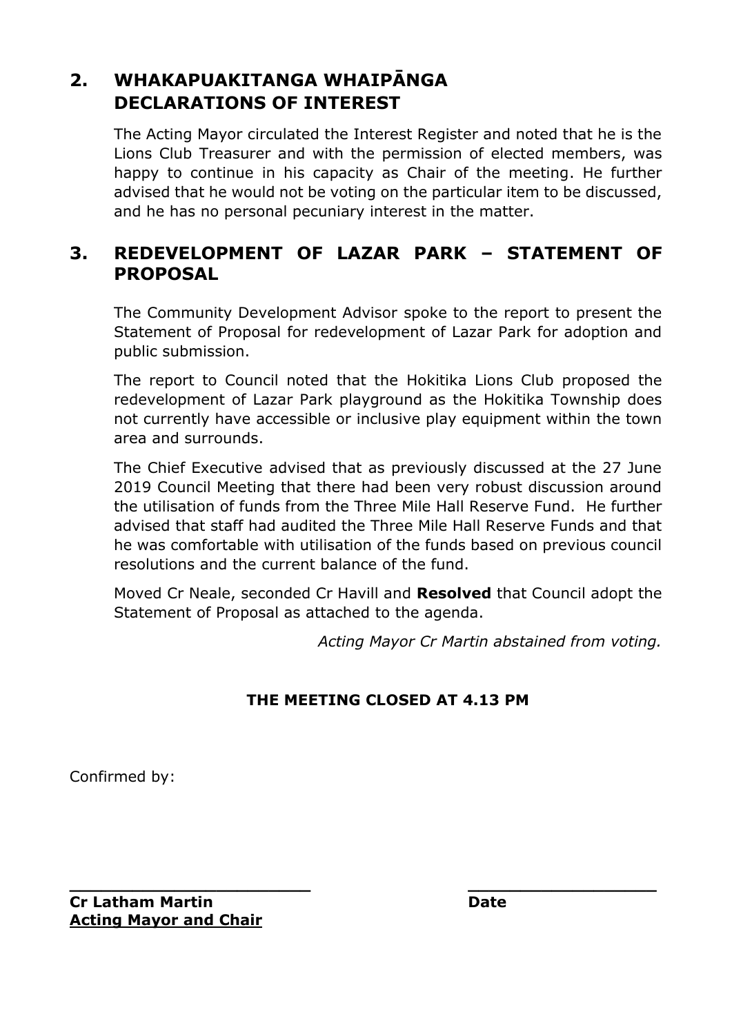## 2. WHAKAPUAKITANGA WHAIPĀNGA DECLARATIONS OF INTEREST

The Acting Mayor circulated the Interest Register and noted that he is the Lions Club Treasurer and with the permission of elected members, was happy to continue in his capacity as Chair of the meeting. He further advised that he would not be voting on the particular item to be discussed, and he has no personal pecuniary interest in the matter.

## 3. REDEVELOPMENT OF LAZAR PARK – STATEMENT OF PROPOSAL

The Community Development Advisor spoke to the report to present the Statement of Proposal for redevelopment of Lazar Park for adoption and public submission.

The report to Council noted that the Hokitika Lions Club proposed the redevelopment of Lazar Park playground as the Hokitika Township does not currently have accessible or inclusive play equipment within the town area and surrounds.

The Chief Executive advised that as previously discussed at the 27 June 2019 Council Meeting that there had been very robust discussion around the utilisation of funds from the Three Mile Hall Reserve Fund. He further advised that staff had audited the Three Mile Hall Reserve Funds and that he was comfortable with utilisation of the funds based on previous council resolutions and the current balance of the fund.

Moved Cr Neale, seconded Cr Havill and **Resolved** that Council adopt the Statement of Proposal as attached to the agenda.

*Acting Mayor Cr Martin abstained from voting.*

**THE MEETING CLOSED AT 4.13 PM**

Confirmed by:

\_\_\_\_\_\_\_\_\_\_\_\_\_\_\_\_\_\_\_\_\_\_\_\_ \_\_\_\_\_\_\_\_\_\_\_\_\_\_\_\_\_\_\_

**Cr Latham Martin** **Date**

**Acting Mayor and Chair**